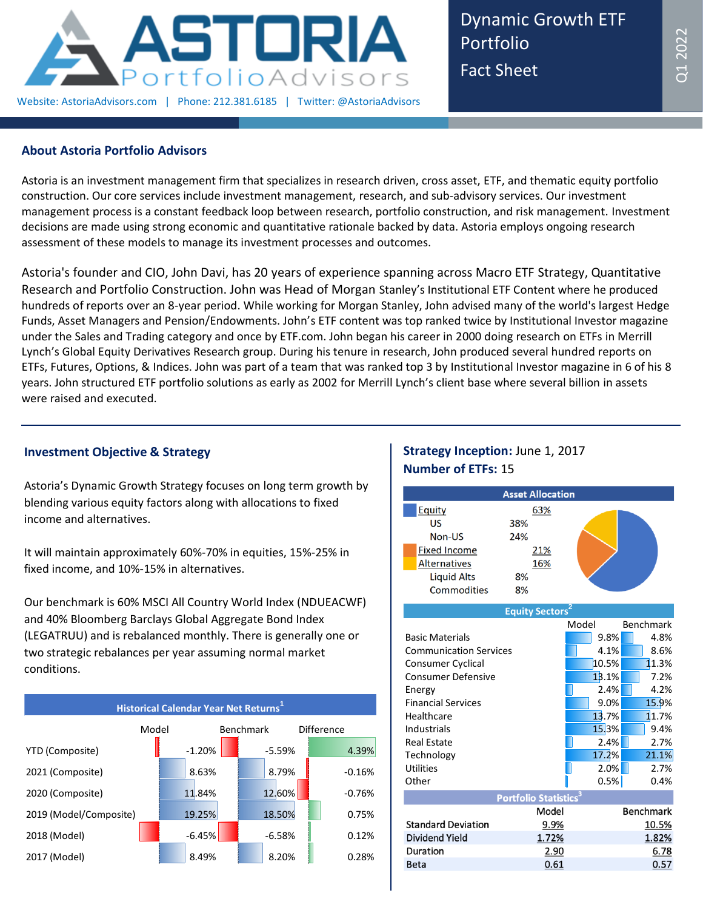# ASTORIA PortfolioAdvisors

Website: AstoriaAdvisors.com | Phone: 212.381.6185 | Twitter: @AstoriaAdvisors

## Dynamic Growth ETF Portfolio Fact Sheet

Q1 2022

## About Astoria Portfolio Advisors

Astoria is an investment management firm that specializes in research driven, cross asset, ETF, and thematic equity portfolio construction. Our core services include investment management, research, and sub-advisory services. Our investment management process is a constant feedback loop between research, portfolio construction, and risk management. Investment decisions are made using strong economic and quantitative rationale backed by data. Astoria employs ongoing research assessment of these models to manage its investment processes and outcomes.

Astoria's founder and CIO, John Davi, has 20 years of experience spanning across Macro ETF Strategy, Quantitative Research and Portfolio Construction. John was Head of Morgan Stanley's Institutional ETF Content where he produced hundreds of reports over an 8-year period. While working for Morgan Stanley, John advised many of the world's largest Hedge Funds, Asset Managers and Pension/Endowments. John's ETF content was top ranked twice by Institutional Investor magazine under the Sales and Trading category and once by ETF.com. John began his career in 2000 doing research on ETFs in Merrill Lynch's Global Equity Derivatives Research group. During his tenure in research, John produced several hundred reports on ETFs, Futures, Options, & Indices. John was part of a team that was ranked top 3 by Institutional Investor magazine in 6 of his 8 years. John structured ETF portfolio solutions as early as 2002 for Merrill Lynch's client base where several billion in assets were raised and executed.

## Investment Objective & Strategy

Astoria's Dynamic Growth Strategy focuses on long term growth by blending various equity factors along with allocations to fixed income and alternatives.

It will maintain approximately 60%-70% in equities, 15%-25% in fixed income, and 10%-15% in alternatives.

Our benchmark is 60% MSCI All Country World Index (NDUEACWF) and 40% Bloomberg Barclays Global Aggregate Bond Index (LEGATRUU) and is rebalanced monthly. There is generally one or two strategic rebalances per year assuming normal market conditions.

**Historical Calendar Year Net Returns**[1]

| | Model | Benchmark | Difference |
|---|---|---|---|
| YTD (Composite) | -1.20% | -5.59% | 4.39% |
| 2021 (Composite) | 8.63% | 8.79% | -0.16% |
| 2020 (Composite) | 11.84% | 12.60% | -0.76% |
| 2019 (Model/Composite) | 19.25% | 18.50% | 0.75% |
| 2018 (Model) | -6.45% | -6.58% | 0.12% |
| 2017 (Model) | 8.49% | 8.20% | 0.28% |

**Strategy Inception:** June 1, 2017

**Number of ETFs:** 15

**Asset Allocation**

| | | |
|---|---|---|
| Equity | | 63% |
| US | 38% | |
| Non-US | 24% | |
| Fixed Income | | 21% |
| Alternatives | | 16% |
| Liquid Alts | 8% | |
| Commodities | 8% | |

**Equity Sectors**[2]

| | Model | Benchmark |
|---|---|---|
| Basic Materials | 9.8% | 4.8% |
| Communication Services | 4.1% | 8.6% |
| Consumer Cyclical | 10.5% | 11.3% |
| Consumer Defensive | 13.1% | 7.2% |
| Energy | 2.4% | 4.2% |
| Financial Services | 9.0% | 15.9% |
| Healthcare | 13.7% | 11.7% |
| Industrials | 15.3% | 9.4% |
| Real Estate | 2.4% | 2.7% |
| Technology | 17.2% | 21.1% |
| Utilities | 2.0% | 2.7% |
| Other | 0.5% | 0.4% |

**Portfolio Statistics**[3]

| | Model | Benchmark |
|---|---|---|
| Standard Deviation | 9.9% | 10.5% |
| Dividend Yield | 1.72% | 1.82% |
| Duration | 2.90 | 6.78 |
| Beta | 0.61 | 0.57 |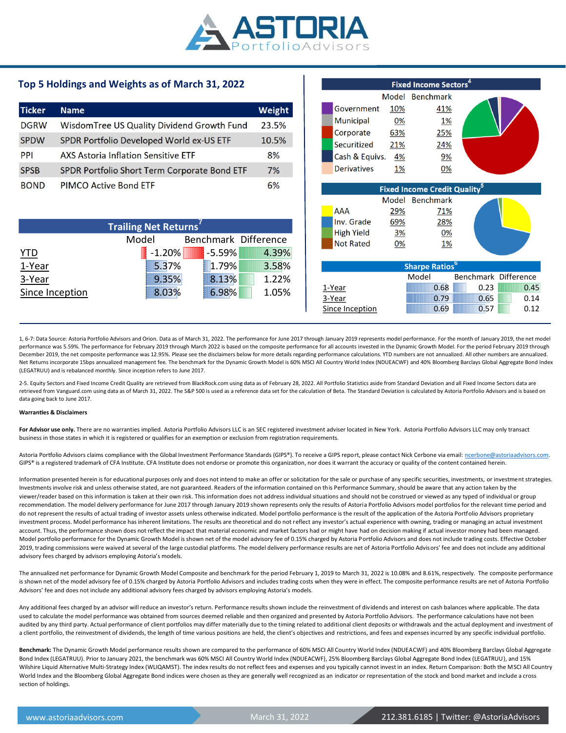## Top 5 Holdings and Weights as of March 31, 2022

| Ticker | Name | Weight |
|---|---|---|
| DGRW | WisdomTree US Quality Dividend Growth Fund | 23.5% |
| SPDW | SPDR Portfolio Developed World ex-US ETF | 10.5% |
| PPI | AXS Astoria Inflation Sensitive ETF | 8% |
| SPSB | SPDR Portfolio Short Term Corporate Bond ETF | 7% |
| BOND | PIMCO Active Bond ETF | 6% |

### Trailing Net Returns[7]

| | Model | Benchmark | Difference |
|---|---|---|---|
| YTD | -1.20% | -5.59% | 4.39% |
| 1-Year | 5.37% | 1.79% | 3.58% |
| 3-Year | 9.35% | 8.13% | 1.22% |
| Since Inception | 8.03% | 6.98% | 1.05% |

### Fixed Income Sectors[4]

| | Model | Benchmark |
|---|---|---|
| Government | 10% | 41% |
| Municipal | 0% | 1% |
| Corporate | 63% | 25% |
| Securitized | 21% | 24% |
| Cash & Equivs. | 4% | 9% |
| Derivatives | 1% | 0% |

### Fixed Income Credit Quality[5]

| | Model | Benchmark |
|---|---|---|
| AAA | 29% | 71% |
| Inv. Grade | 69% | 28% |
| High Yield | 3% | 0% |
| Not Rated | 0% | 1% |

### Sharpe Ratios[6]

| | Model | Benchmark | Difference |
|---|---|---|---|
| 1-Year | 0.68 | 0.23 | 0.45 |
| 3-Year | 0.79 | 0.65 | 0.14 |
| Since Inception | 0.69 | 0.57 | 0.12 |

1, 6-7: Data Source: Astoria Portfolio Advisors and Orion. Data as of March 31, 2022. The performance for June 2017 through January 2019 represents model performance. For the month of January 2019, the net model performance was 5.59%. The performance for February 2019 through March 2022 is based on the composite performance for all accounts invested in the Dynamic Growth Model. For the period February 2019 through December 2019, the net composite performance was 12.95%. Please see the disclaimers below for more details regarding performance calculations. YTD numbers are not annualized. All other numbers are annualized. Net Returns incorporate 15bps annualized management fee. The benchmark for the Dynamic Growth Model is 60% MSCI All Country World Index (NDUEACWF) and 40% Bloomberg Barclays Global Aggregate Bond Index (LEGATRUU) and is rebalanced monthly. Since inception refers to June 2017.

2-5. Equity Sectors and Fixed Income Credit Quality are retrieved from BlackRock.com using data as of February 28, 2022. All Portfolio Statistics aside from Standard Deviation and all Fixed Income Sectors data are retrieved from Vanguard.com using data as of March 31, 2022. The S&P 500 is used as a reference data set for the calculation of Beta. The Standard Deviation is calculated by Astoria Portfolio Advisors and is based on data going back to June 2017.

**Warranties & Disclaimers**

**For Advisor use only.** There are no warranties implied. Astoria Portfolio Advisors LLC is an SEC registered investment adviser located in New York. Astoria Portfolio Advisors LLC may only transact business in those states in which it is registered or qualifies for an exemption or exclusion from registration requirements.

Astoria Portfolio Advisors claims compliance with the Global Investment Performance Standards (GIPS®). To receive a GIPS report, please contact Nick Cerbone via email: ncerbone@astoriaadvisors.com. GIPS® is a registered trademark of CFA Institute. CFA Institute does not endorse or promote this organization, nor does it warrant the accuracy or quality of the content contained herein.

Information presented herein is for educational purposes only and does not intend to make an offer or solicitation for the sale or purchase of any specific securities, investments, or investment strategies. Investments involve risk and unless otherwise stated, are not guaranteed. Readers of the information contained on this Performance Summary, should be aware that any action taken by the viewer/reader based on this information is taken at their own risk. This information does not address individual situations and should not be construed or viewed as any typed of individual or group recommendation. The model delivery performance for June 2017 through January 2019 shown represents only the results of Astoria Portfolio Advisors model portfolios for the relevant time period and do not represent the results of actual trading of investor assets unless otherwise indicated. Model portfolio performance is the result of the application of the Astoria Portfolio Advisors proprietary investment process. Model performance has inherent limitations. The results are theoretical and do not reflect any investor's actual experience with owning, trading or managing an actual investment account. Thus, the performance shown does not reflect the impact that material economic and market factors had or might have had on decision making if actual investor money had been managed. Model portfolio performance for the Dynamic Growth Model is shown net of the model advisory fee of 0.15% charged by Astoria Portfolio Advisors and does not include trading costs. Effective October 2019, trading commissions were waived at several of the large custodial platforms. The model delivery performance results are net of Astoria Portfolio Advisors' fee and does not include any additional advisory fees charged by advisors employing Astoria's models.

The annualized net performance for Dynamic Growth Model Composite and benchmark for the period February 1, 2019 to March 31, 2022 is 10.08% and 8.61%, respectively. The composite performance is shown net of the model advisory fee of 0.15% charged by Astoria Portfolio Advisors and includes trading costs when they were in effect. The composite performance results are net of Astoria Portfolio Advisors' fee and does not include any additional advisory fees charged by advisors employing Astoria's models.

Any additional fees charged by an advisor will reduce an investor's return. Performance results shown include the reinvestment of dividends and interest on cash balances where applicable. The data used to calculate the model performance was obtained from sources deemed reliable and then organized and presented by Astoria Portfolio Advisors. The performance calculations have not been audited by any third party. Actual performance of client portfolios may differ materially due to the timing related to additional client deposits or withdrawals and the actual deployment and investment of a client portfolio, the reinvestment of dividends, the length of time various positions are held, the client's objectives and restrictions, and fees and expenses incurred by any specific individual portfolio.

**Benchmark:** The Dynamic Growth Model performance results shown are compared to the performance of 60% MSCI All Country World Index (NDUEACWF) and 40% Bloomberg Barclays Global Aggregate Bond Index (LEGATRUU). Prior to January 2021, the benchmark was 60% MSCI All Country World Index (NDUEACWF), 25% Bloomberg Barclays Global Aggregate Bond Index (LEGATRUU), and 15% Wilshire Liquid Alternative Multi-Strategy Index (WLIQAMST). The index results do not reflect fees and expenses and you typically cannot invest in an index. Return Comparison: Both the MSCI All Country World Index and the Bloomberg Global Aggregate Bond indices were chosen as they are generally well recognized as an indicator or representation of the stock and bond market and include a cross section of holdings.

www.astoriaadvisors.com | March 31, 2022 | 212.381.6185 | Twitter: @AstoriaAdvisors